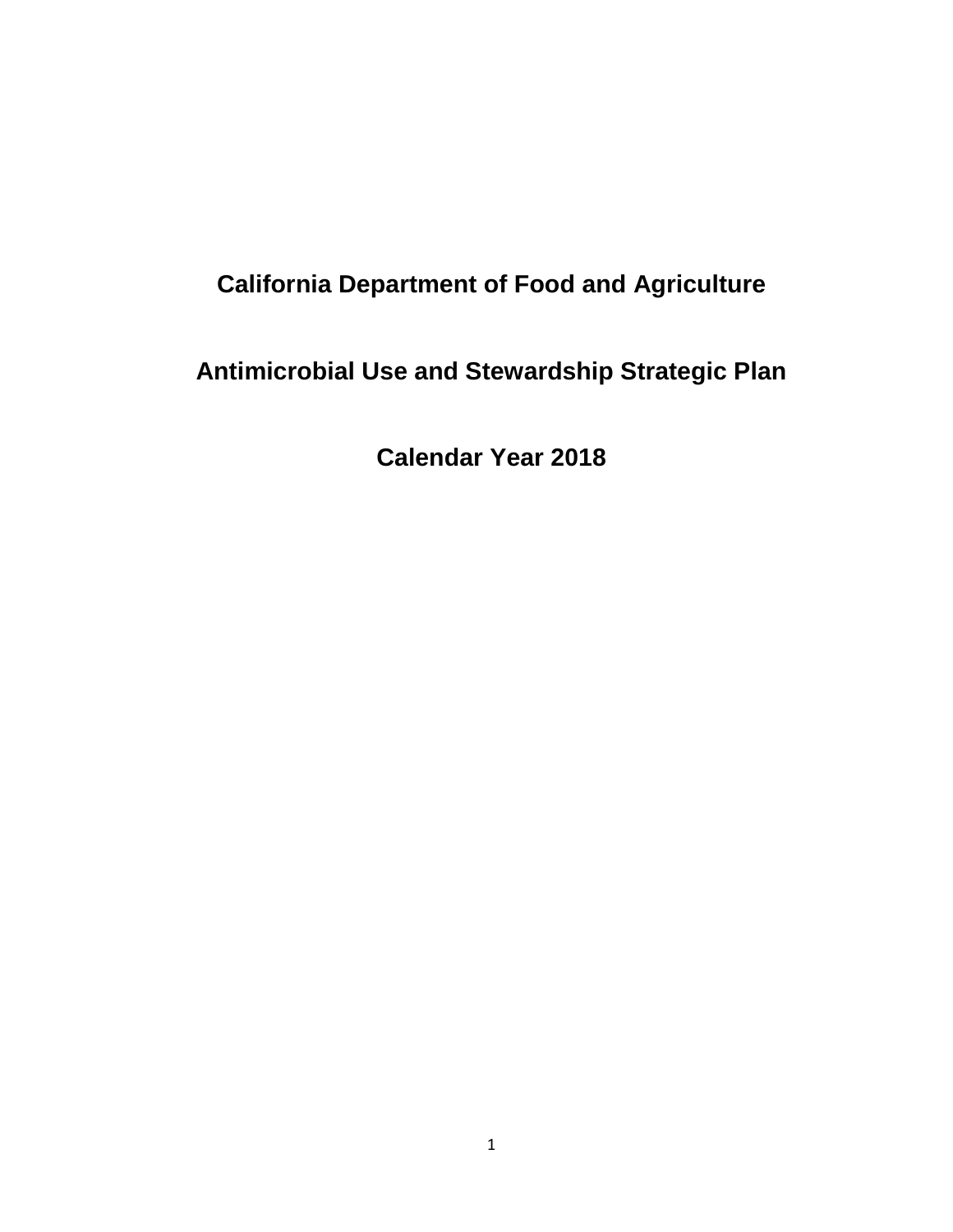# California Department of Food and Agriculture

# Antimicrobial Use and Stewardship Strategic Plan

# Calendar Year 2018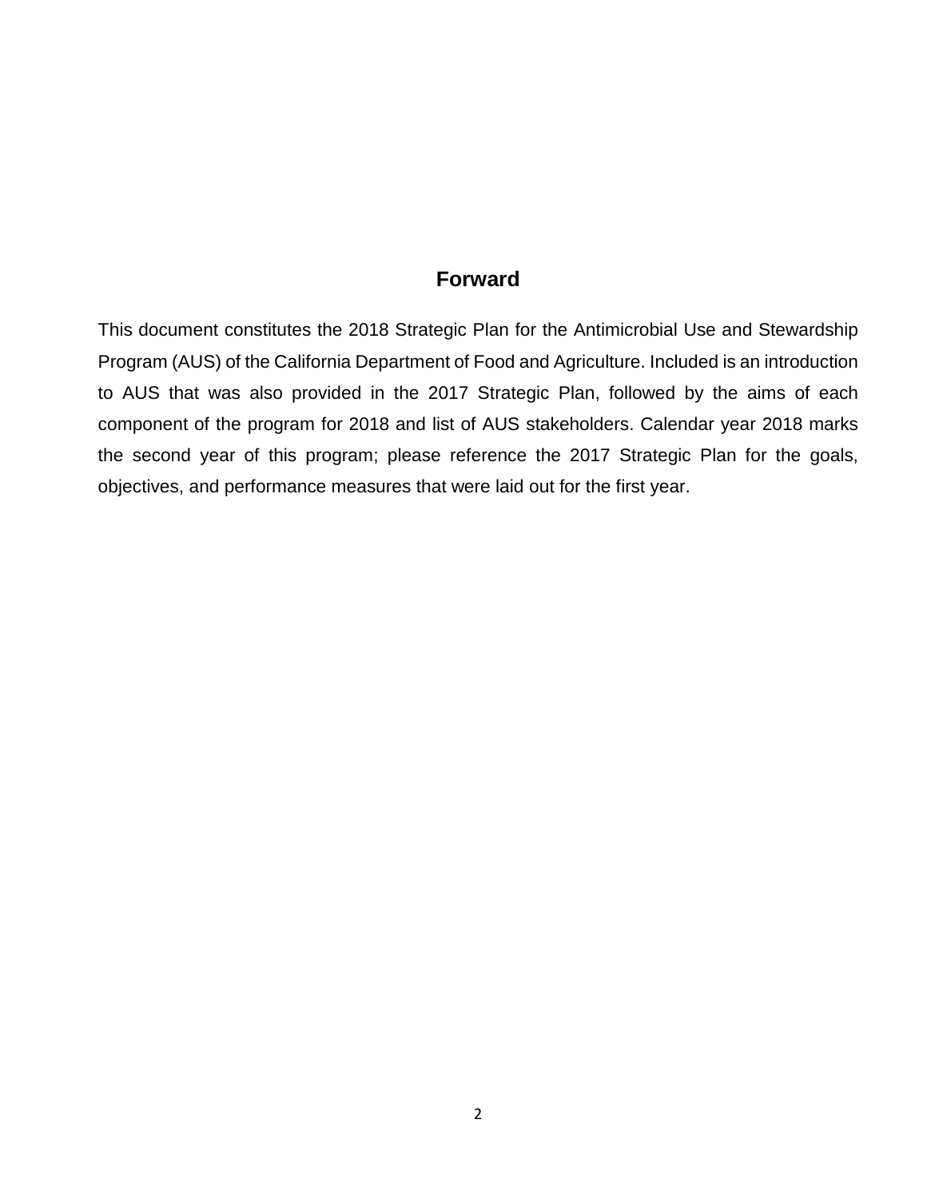## Forward

This document constitutes the 2018 Strategic Plan for the Antimicrobial Use and Stewardship Program (AUS) of the California Department of Food and Agriculture. Included is an introduction to AUS that was also provided in the 2017 Strategic Plan, followed by the aims of each component of the program for 2018 and list of AUS stakeholders. Calendar year 2018 marks the second year of this program; please reference the 2017 Strategic Plan for the goals, objectives, and performance measures that were laid out for the first year.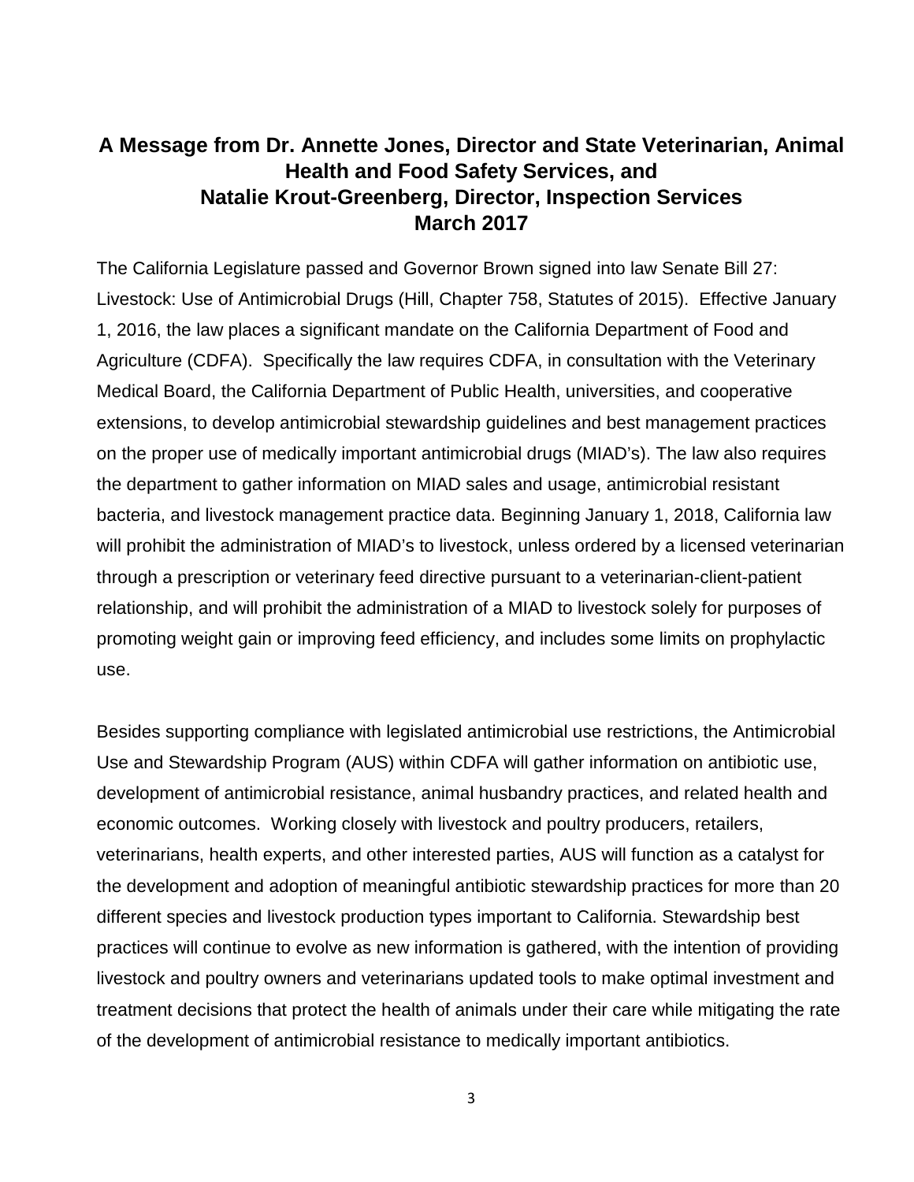## A Message from Dr. Annette Jones, Director and State Veterinarian, Animal Health and Food Safety Services, and Natalie Krout-Greenberg, Director, Inspection Services March 2017

The California Legislature passed and Governor Brown signed into law Senate Bill 27: Livestock: Use of Antimicrobial Drugs (Hill, Chapter 758, Statutes of 2015). Effective January 1, 2016, the law places a significant mandate on the California Department of Food and Agriculture (CDFA). Specifically the law requires CDFA, in consultation with the Veterinary Medical Board, the California Department of Public Health, universities, and cooperative extensions, to develop antimicrobial stewardship guidelines and best management practices on the proper use of medically important antimicrobial drugs (MIAD's). The law also requires the department to gather information on MIAD sales and usage, antimicrobial resistant bacteria, and livestock management practice data. Beginning January 1, 2018, California law will prohibit the administration of MIAD's to livestock, unless ordered by a licensed veterinarian through a prescription or veterinary feed directive pursuant to a veterinarian-client-patient relationship, and will prohibit the administration of a MIAD to livestock solely for purposes of promoting weight gain or improving feed efficiency, and includes some limits on prophylactic use.

Besides supporting compliance with legislated antimicrobial use restrictions, the Antimicrobial Use and Stewardship Program (AUS) within CDFA will gather information on antibiotic use, development of antimicrobial resistance, animal husbandry practices, and related health and economic outcomes. Working closely with livestock and poultry producers, retailers, veterinarians, health experts, and other interested parties, AUS will function as a catalyst for the development and adoption of meaningful antibiotic stewardship practices for more than 20 different species and livestock production types important to California. Stewardship best practices will continue to evolve as new information is gathered, with the intention of providing livestock and poultry owners and veterinarians updated tools to make optimal investment and treatment decisions that protect the health of animals under their care while mitigating the rate of the development of antimicrobial resistance to medically important antibiotics.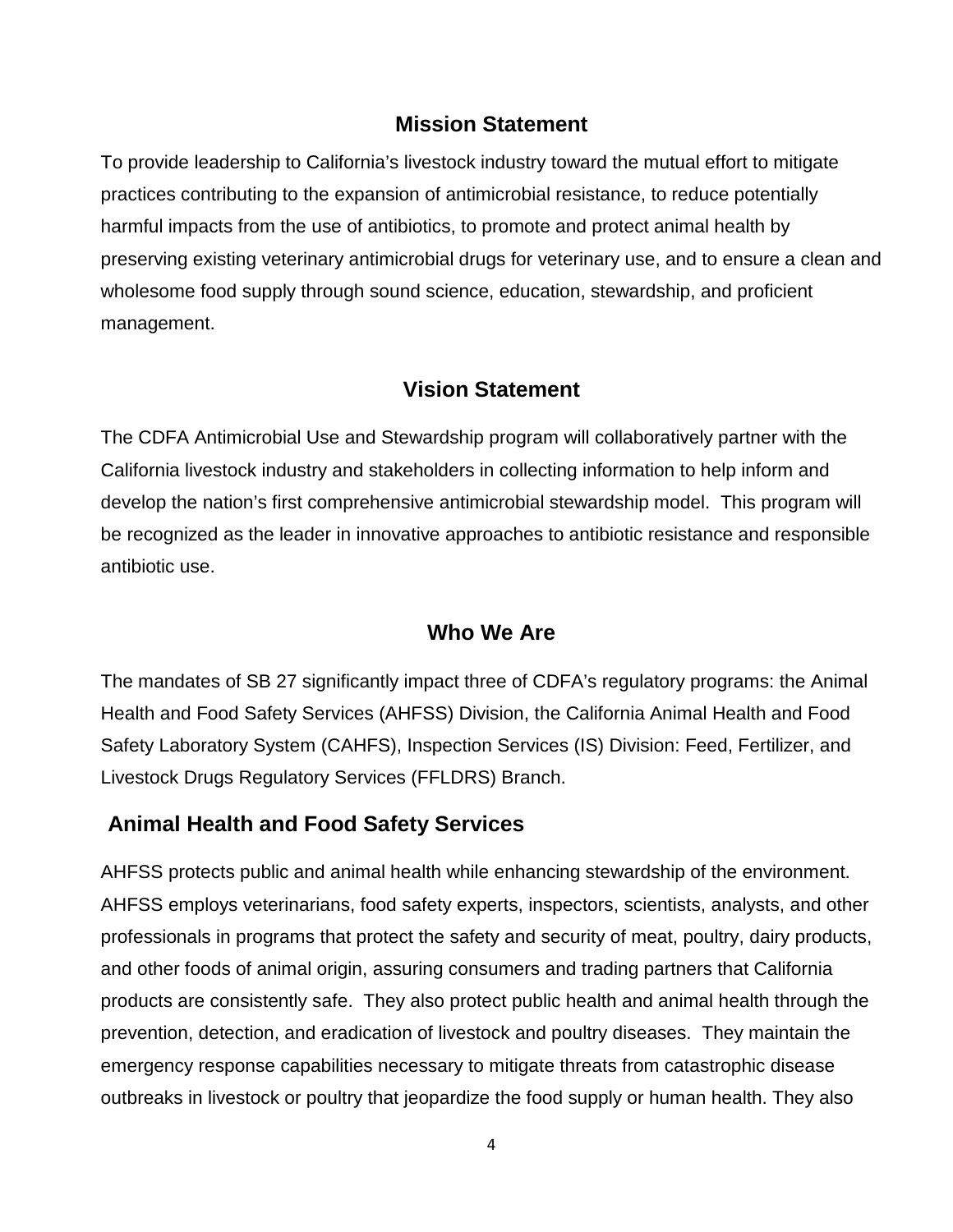## Mission Statement

To provide leadership to California's livestock industry toward the mutual effort to mitigate practices contributing to the expansion of antimicrobial resistance, to reduce potentially harmful impacts from the use of antibiotics, to promote and protect animal health by preserving existing veterinary antimicrobial drugs for veterinary use, and to ensure a clean and wholesome food supply through sound science, education, stewardship, and proficient management.

## Vision Statement

The CDFA Antimicrobial Use and Stewardship program will collaboratively partner with the California livestock industry and stakeholders in collecting information to help inform and develop the nation's first comprehensive antimicrobial stewardship model. This program will be recognized as the leader in innovative approaches to antibiotic resistance and responsible antibiotic use.

## Who We Are

The mandates of SB 27 significantly impact three of CDFA's regulatory programs: the Animal Health and Food Safety Services (AHFSS) Division, the California Animal Health and Food Safety Laboratory System (CAHFS), Inspection Services (IS) Division: Feed, Fertilizer, and Livestock Drugs Regulatory Services (FFLDRS) Branch.

### Animal Health and Food Safety Services

AHFSS protects public and animal health while enhancing stewardship of the environment. AHFSS employs veterinarians, food safety experts, inspectors, scientists, analysts, and other professionals in programs that protect the safety and security of meat, poultry, dairy products, and other foods of animal origin, assuring consumers and trading partners that California products are consistently safe. They also protect public health and animal health through the prevention, detection, and eradication of livestock and poultry diseases. They maintain the emergency response capabilities necessary to mitigate threats from catastrophic disease outbreaks in livestock or poultry that jeopardize the food supply or human health. They also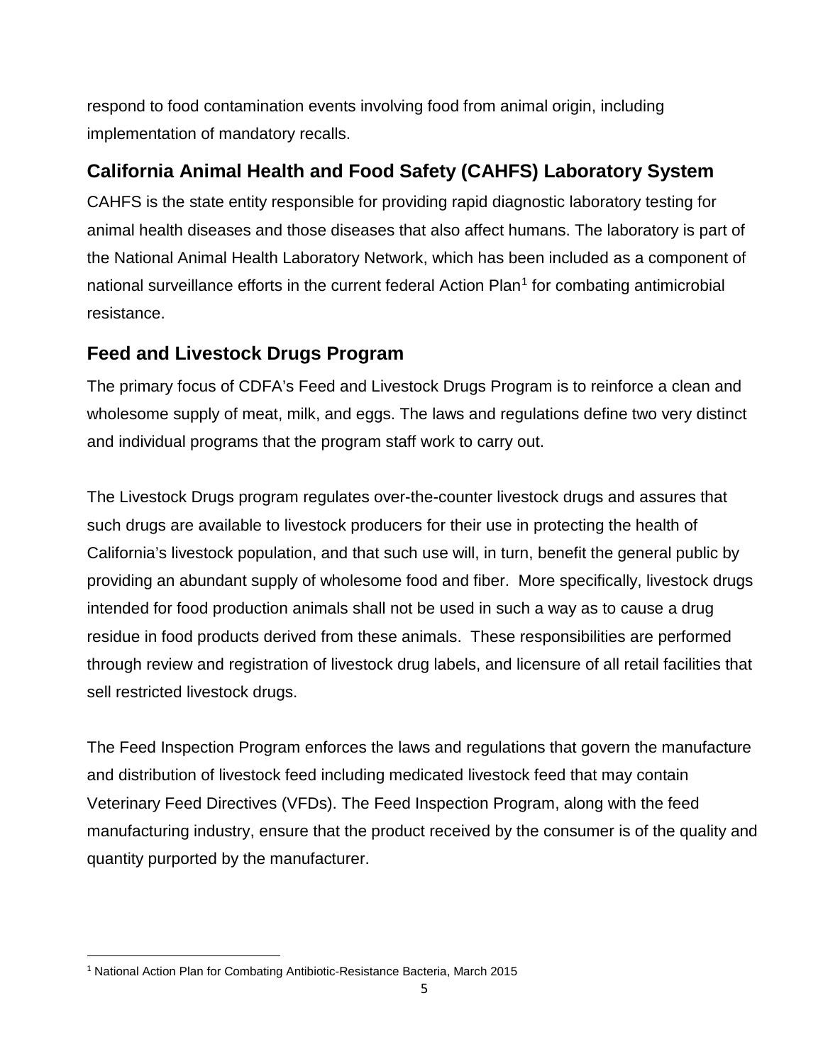respond to food contamination events involving food from animal origin, including implementation of mandatory recalls.

## California Animal Health and Food Safety (CAHFS) Laboratory System

CAHFS is the state entity responsible for providing rapid diagnostic laboratory testing for animal health diseases and those diseases that also affect humans. The laboratory is part of the National Animal Health Laboratory Network, which has been included as a component of national surveillance efforts in the current federal Action Plan[1] for combating antimicrobial resistance.

## Feed and Livestock Drugs Program

The primary focus of CDFA's Feed and Livestock Drugs Program is to reinforce a clean and wholesome supply of meat, milk, and eggs. The laws and regulations define two very distinct and individual programs that the program staff work to carry out.

The Livestock Drugs program regulates over-the-counter livestock drugs and assures that such drugs are available to livestock producers for their use in protecting the health of California's livestock population, and that such use will, in turn, benefit the general public by providing an abundant supply of wholesome food and fiber. More specifically, livestock drugs intended for food production animals shall not be used in such a way as to cause a drug residue in food products derived from these animals. These responsibilities are performed through review and registration of livestock drug labels, and licensure of all retail facilities that sell restricted livestock drugs.

The Feed Inspection Program enforces the laws and regulations that govern the manufacture and distribution of livestock feed including medicated livestock feed that may contain Veterinary Feed Directives (VFDs). The Feed Inspection Program, along with the feed manufacturing industry, ensure that the product received by the consumer is of the quality and quantity purported by the manufacturer.

[1] National Action Plan for Combating Antibiotic-Resistance Bacteria, March 2015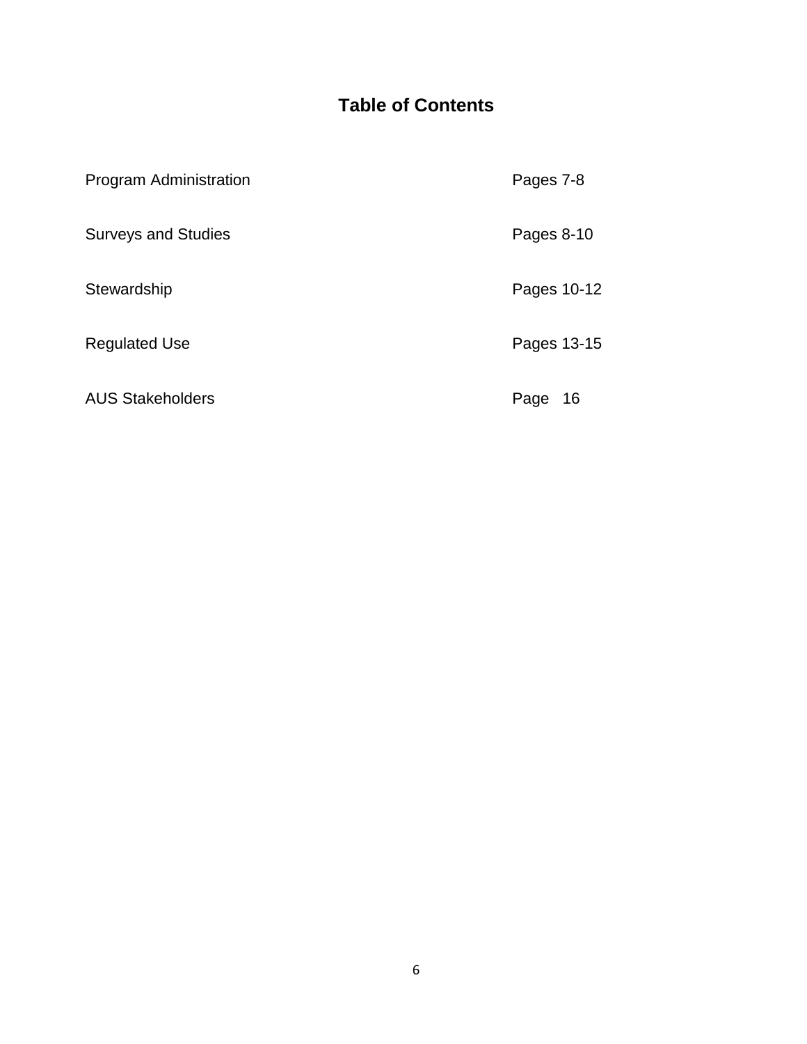# Table of Contents

| | |
|---|---|
| Program Administration | Pages 7-8 |
| Surveys and Studies | Pages 8-10 |
| Stewardship | Pages 10-12 |
| Regulated Use | Pages 13-15 |
| AUS Stakeholders | Page 16 |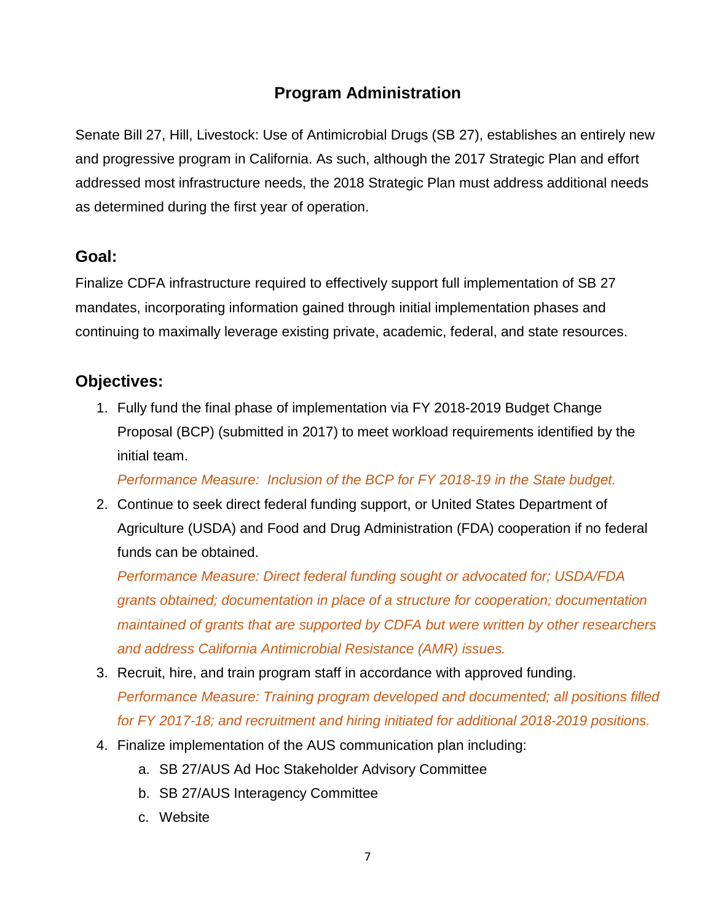# Program Administration

Senate Bill 27, Hill, Livestock: Use of Antimicrobial Drugs (SB 27), establishes an entirely new and progressive program in California. As such, although the 2017 Strategic Plan and effort addressed most infrastructure needs, the 2018 Strategic Plan must address additional needs as determined during the first year of operation.

## Goal:

Finalize CDFA infrastructure required to effectively support full implementation of SB 27 mandates, incorporating information gained through initial implementation phases and continuing to maximally leverage existing private, academic, federal, and state resources.

## Objectives:

1. Fully fund the final phase of implementation via FY 2018-2019 Budget Change Proposal (BCP) (submitted in 2017) to meet workload requirements identified by the initial team.

   *Performance Measure: Inclusion of the BCP for FY 2018-19 in the State budget.*

2. Continue to seek direct federal funding support, or United States Department of Agriculture (USDA) and Food and Drug Administration (FDA) cooperation if no federal funds can be obtained.

   *Performance Measure: Direct federal funding sought or advocated for; USDA/FDA grants obtained; documentation in place of a structure for cooperation; documentation maintained of grants that are supported by CDFA but were written by other researchers and address California Antimicrobial Resistance (AMR) issues.*

3. Recruit, hire, and train program staff in accordance with approved funding.

   *Performance Measure: Training program developed and documented; all positions filled for FY 2017-18; and recruitment and hiring initiated for additional 2018-2019 positions.*

4. Finalize implementation of the AUS communication plan including:
   a. SB 27/AUS Ad Hoc Stakeholder Advisory Committee
   b. SB 27/AUS Interagency Committee
   c. Website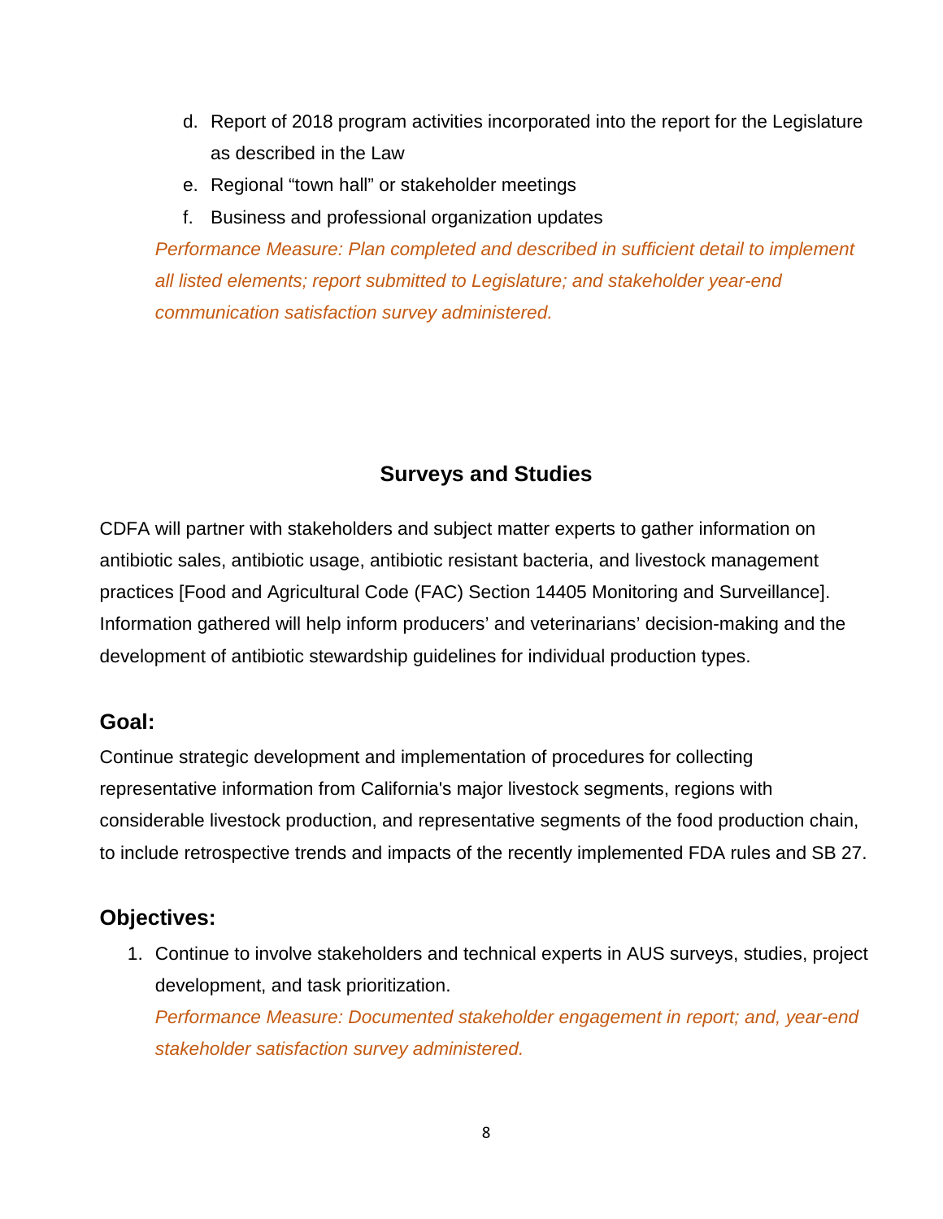d. Report of 2018 program activities incorporated into the report for the Legislature as described in the Law
e. Regional "town hall" or stakeholder meetings
f. Business and professional organization updates

*Performance Measure: Plan completed and described in sufficient detail to implement all listed elements; report submitted to Legislature; and stakeholder year-end communication satisfaction survey administered.*

## Surveys and Studies

CDFA will partner with stakeholders and subject matter experts to gather information on antibiotic sales, antibiotic usage, antibiotic resistant bacteria, and livestock management practices [Food and Agricultural Code (FAC) Section 14405 Monitoring and Surveillance]. Information gathered will help inform producers' and veterinarians' decision-making and the development of antibiotic stewardship guidelines for individual production types.

### Goal:

Continue strategic development and implementation of procedures for collecting representative information from California's major livestock segments, regions with considerable livestock production, and representative segments of the food production chain, to include retrospective trends and impacts of the recently implemented FDA rules and SB 27.

### Objectives:

1. Continue to involve stakeholders and technical experts in AUS surveys, studies, project development, and task prioritization.
   *Performance Measure: Documented stakeholder engagement in report; and, year-end stakeholder satisfaction survey administered.*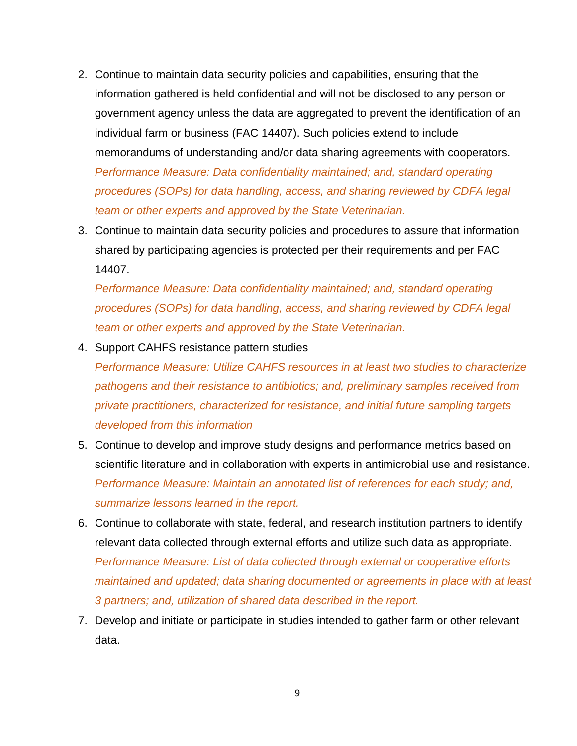2. Continue to maintain data security policies and capabilities, ensuring that the information gathered is held confidential and will not be disclosed to any person or government agency unless the data are aggregated to prevent the identification of an individual farm or business (FAC 14407). Such policies extend to include memorandums of understanding and/or data sharing agreements with cooperators.
   *Performance Measure: Data confidentiality maintained; and, standard operating procedures (SOPs) for data handling, access, and sharing reviewed by CDFA legal team or other experts and approved by the State Veterinarian.*
3. Continue to maintain data security policies and procedures to assure that information shared by participating agencies is protected per their requirements and per FAC 14407.
   *Performance Measure: Data confidentiality maintained; and, standard operating procedures (SOPs) for data handling, access, and sharing reviewed by CDFA legal team or other experts and approved by the State Veterinarian.*
4. Support CAHFS resistance pattern studies
   *Performance Measure: Utilize CAHFS resources in at least two studies to characterize pathogens and their resistance to antibiotics; and, preliminary samples received from private practitioners, characterized for resistance, and initial future sampling targets developed from this information*
5. Continue to develop and improve study designs and performance metrics based on scientific literature and in collaboration with experts in antimicrobial use and resistance.
   *Performance Measure: Maintain an annotated list of references for each study; and, summarize lessons learned in the report.*
6. Continue to collaborate with state, federal, and research institution partners to identify relevant data collected through external efforts and utilize such data as appropriate.
   *Performance Measure: List of data collected through external or cooperative efforts maintained and updated; data sharing documented or agreements in place with at least 3 partners; and, utilization of shared data described in the report.*
7. Develop and initiate or participate in studies intended to gather farm or other relevant data.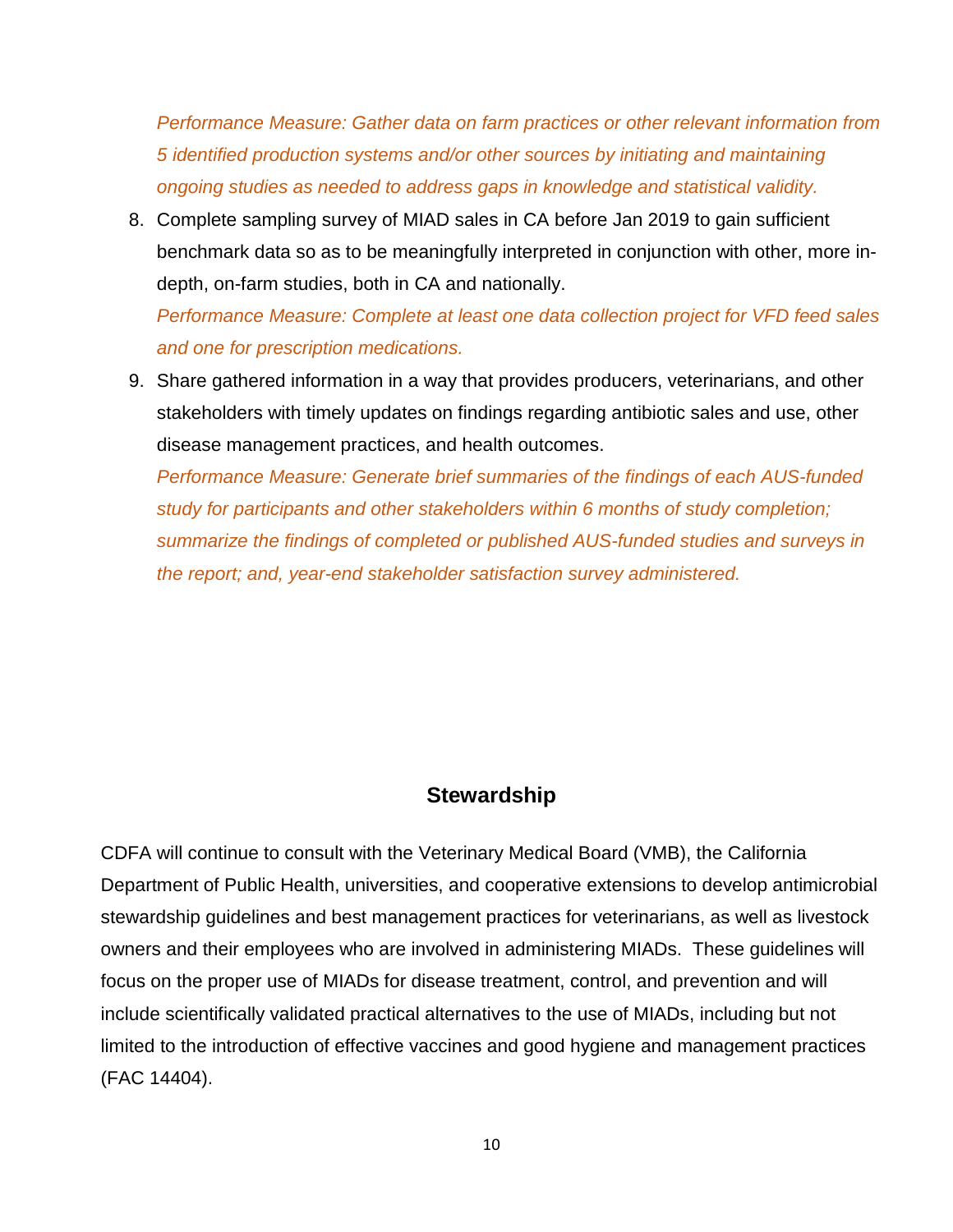*Performance Measure: Gather data on farm practices or other relevant information from 5 identified production systems and/or other sources by initiating and maintaining ongoing studies as needed to address gaps in knowledge and statistical validity.*

8. Complete sampling survey of MIAD sales in CA before Jan 2019 to gain sufficient benchmark data so as to be meaningfully interpreted in conjunction with other, more in-depth, on-farm studies, both in CA and nationally.
   *Performance Measure: Complete at least one data collection project for VFD feed sales and one for prescription medications.*
9. Share gathered information in a way that provides producers, veterinarians, and other stakeholders with timely updates on findings regarding antibiotic sales and use, other disease management practices, and health outcomes.
   *Performance Measure: Generate brief summaries of the findings of each AUS-funded study for participants and other stakeholders within 6 months of study completion; summarize the findings of completed or published AUS-funded studies and surveys in the report; and, year-end stakeholder satisfaction survey administered.*

## Stewardship

CDFA will continue to consult with the Veterinary Medical Board (VMB), the California Department of Public Health, universities, and cooperative extensions to develop antimicrobial stewardship guidelines and best management practices for veterinarians, as well as livestock owners and their employees who are involved in administering MIADs. These guidelines will focus on the proper use of MIADs for disease treatment, control, and prevention and will include scientifically validated practical alternatives to the use of MIADs, including but not limited to the introduction of effective vaccines and good hygiene and management practices (FAC 14404).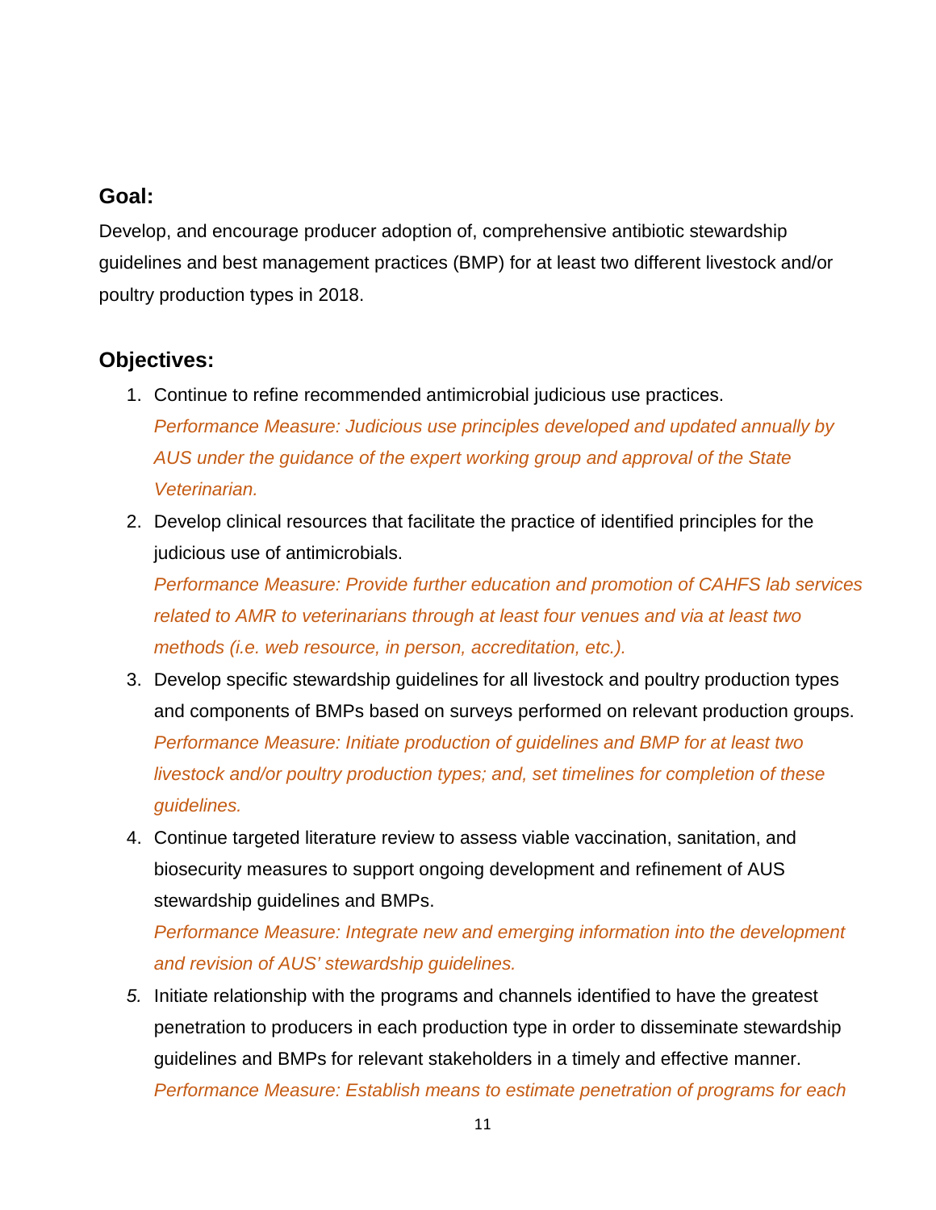## Goal:

Develop, and encourage producer adoption of, comprehensive antibiotic stewardship guidelines and best management practices (BMP) for at least two different livestock and/or poultry production types in 2018.

## Objectives:

1. Continue to refine recommended antimicrobial judicious use practices.
   *Performance Measure: Judicious use principles developed and updated annually by AUS under the guidance of the expert working group and approval of the State Veterinarian.*
2. Develop clinical resources that facilitate the practice of identified principles for the judicious use of antimicrobials.
   *Performance Measure: Provide further education and promotion of CAHFS lab services related to AMR to veterinarians through at least four venues and via at least two methods (i.e. web resource, in person, accreditation, etc.).*
3. Develop specific stewardship guidelines for all livestock and poultry production types and components of BMPs based on surveys performed on relevant production groups.
   *Performance Measure: Initiate production of guidelines and BMP for at least two livestock and/or poultry production types; and, set timelines for completion of these guidelines.*
4. Continue targeted literature review to assess viable vaccination, sanitation, and biosecurity measures to support ongoing development and refinement of AUS stewardship guidelines and BMPs.
   *Performance Measure: Integrate new and emerging information into the development and revision of AUS' stewardship guidelines.*
5. Initiate relationship with the programs and channels identified to have the greatest penetration to producers in each production type in order to disseminate stewardship guidelines and BMPs for relevant stakeholders in a timely and effective manner.
   *Performance Measure: Establish means to estimate penetration of programs for each*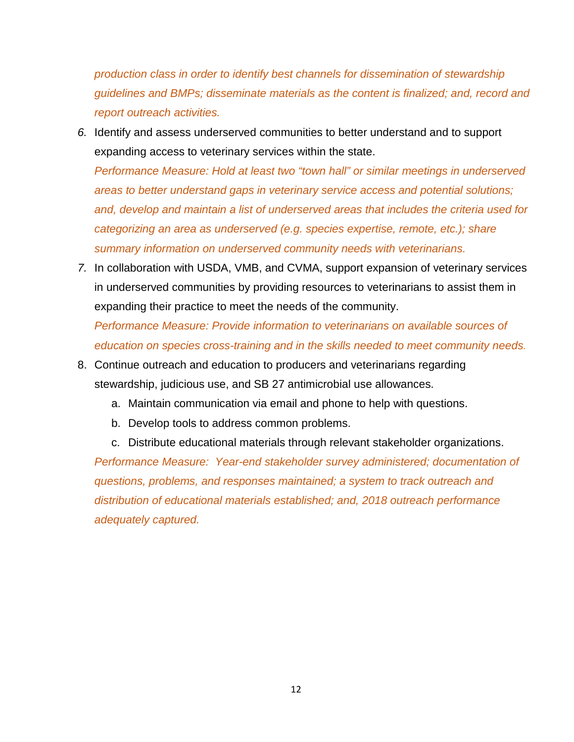*production class in order to identify best channels for dissemination of stewardship guidelines and BMPs; disseminate materials as the content is finalized; and, record and report outreach activities.*

6. Identify and assess underserved communities to better understand and to support expanding access to veterinary services within the state.
   *Performance Measure: Hold at least two "town hall" or similar meetings in underserved areas to better understand gaps in veterinary service access and potential solutions; and, develop and maintain a list of underserved areas that includes the criteria used for categorizing an area as underserved (e.g. species expertise, remote, etc.); share summary information on underserved community needs with veterinarians.*
7. In collaboration with USDA, VMB, and CVMA, support expansion of veterinary services in underserved communities by providing resources to veterinarians to assist them in expanding their practice to meet the needs of the community.
   *Performance Measure: Provide information to veterinarians on available sources of education on species cross-training and in the skills needed to meet community needs.*
8. Continue outreach and education to producers and veterinarians regarding stewardship, judicious use, and SB 27 antimicrobial use allowances.
   a. Maintain communication via email and phone to help with questions.
   b. Develop tools to address common problems.
   c. Distribute educational materials through relevant stakeholder organizations.

   *Performance Measure: Year-end stakeholder survey administered; documentation of questions, problems, and responses maintained; a system to track outreach and distribution of educational materials established; and, 2018 outreach performance adequately captured.*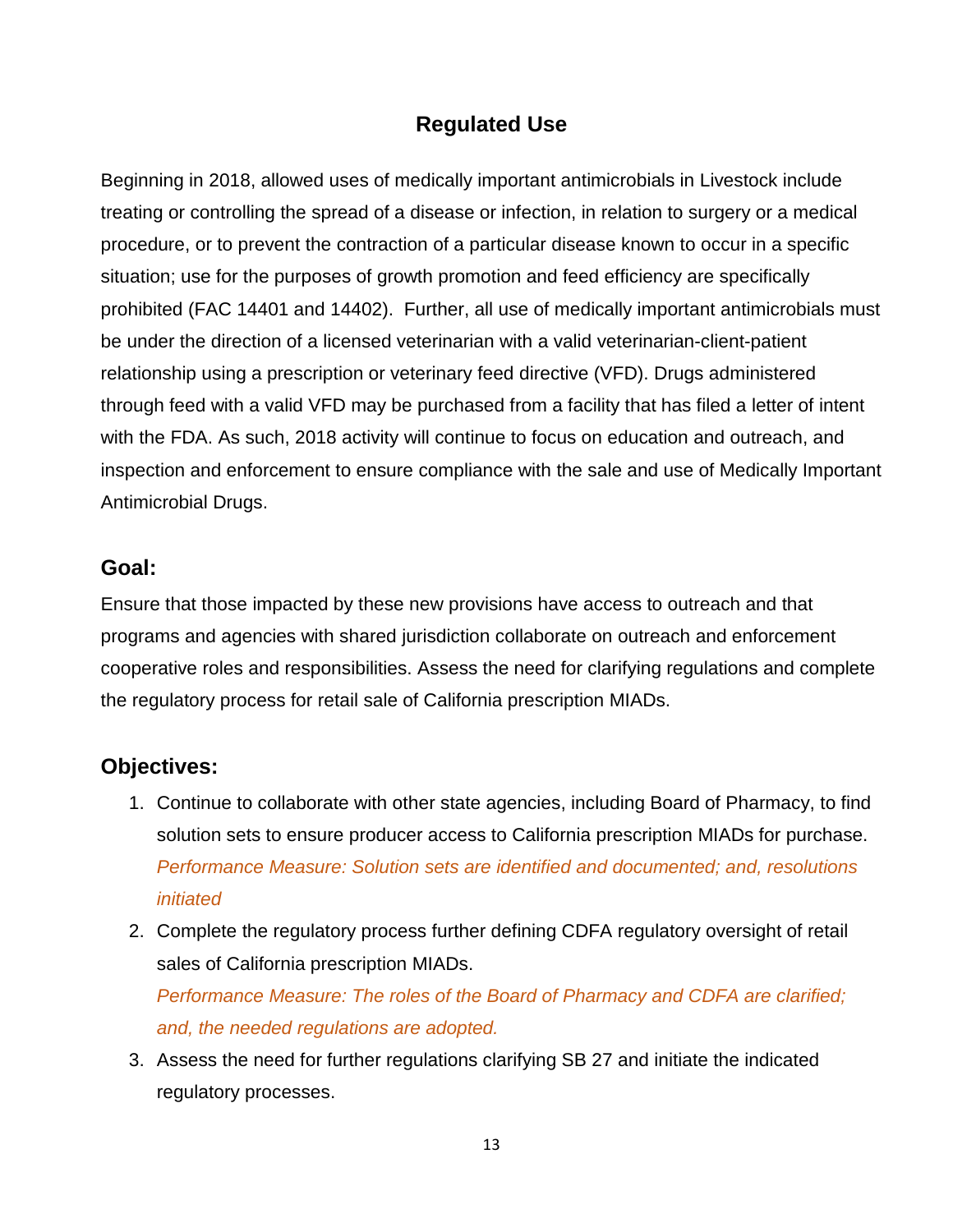## Regulated Use

Beginning in 2018, allowed uses of medically important antimicrobials in Livestock include treating or controlling the spread of a disease or infection, in relation to surgery or a medical procedure, or to prevent the contraction of a particular disease known to occur in a specific situation; use for the purposes of growth promotion and feed efficiency are specifically prohibited (FAC 14401 and 14402). Further, all use of medically important antimicrobials must be under the direction of a licensed veterinarian with a valid veterinarian-client-patient relationship using a prescription or veterinary feed directive (VFD). Drugs administered through feed with a valid VFD may be purchased from a facility that has filed a letter of intent with the FDA. As such, 2018 activity will continue to focus on education and outreach, and inspection and enforcement to ensure compliance with the sale and use of Medically Important Antimicrobial Drugs.

### Goal:

Ensure that those impacted by these new provisions have access to outreach and that programs and agencies with shared jurisdiction collaborate on outreach and enforcement cooperative roles and responsibilities. Assess the need for clarifying regulations and complete the regulatory process for retail sale of California prescription MIADs.

### Objectives:

1. Continue to collaborate with other state agencies, including Board of Pharmacy, to find solution sets to ensure producer access to California prescription MIADs for purchase.
   *Performance Measure: Solution sets are identified and documented; and, resolutions initiated*
2. Complete the regulatory process further defining CDFA regulatory oversight of retail sales of California prescription MIADs.
   *Performance Measure: The roles of the Board of Pharmacy and CDFA are clarified; and, the needed regulations are adopted.*
3. Assess the need for further regulations clarifying SB 27 and initiate the indicated regulatory processes.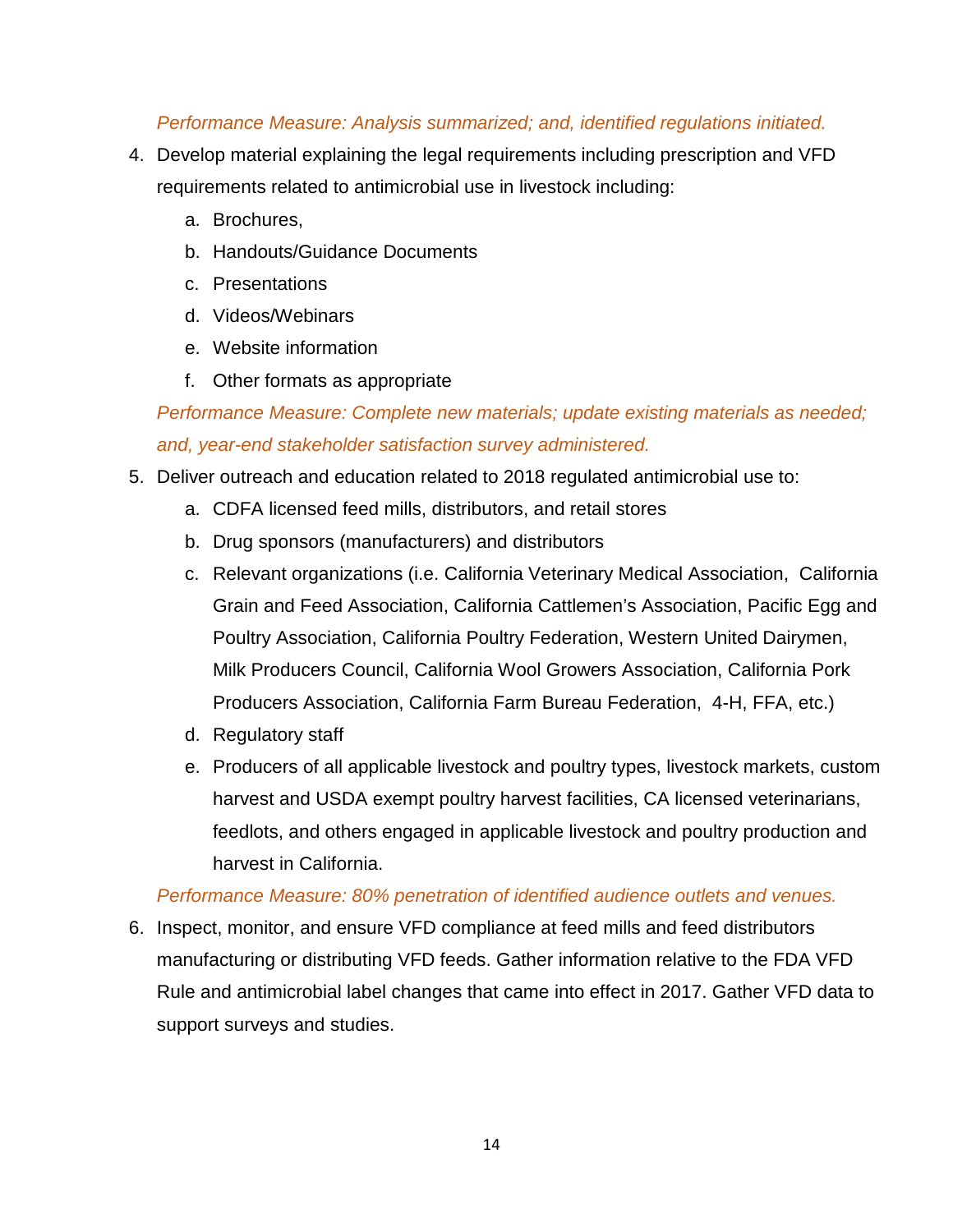*Performance Measure: Analysis summarized; and, identified regulations initiated.*

4. Develop material explaining the legal requirements including prescription and VFD requirements related to antimicrobial use in livestock including:
   a. Brochures,
   b. Handouts/Guidance Documents
   c. Presentations
   d. Videos/Webinars
   e. Website information
   f. Other formats as appropriate

   *Performance Measure: Complete new materials; update existing materials as needed; and, year-end stakeholder satisfaction survey administered.*

5. Deliver outreach and education related to 2018 regulated antimicrobial use to:
   a. CDFA licensed feed mills, distributors, and retail stores
   b. Drug sponsors (manufacturers) and distributors
   c. Relevant organizations (i.e. California Veterinary Medical Association, California Grain and Feed Association, California Cattlemen's Association, Pacific Egg and Poultry Association, California Poultry Federation, Western United Dairymen, Milk Producers Council, California Wool Growers Association, California Pork Producers Association, California Farm Bureau Federation, 4-H, FFA, etc.)
   d. Regulatory staff
   e. Producers of all applicable livestock and poultry types, livestock markets, custom harvest and USDA exempt poultry harvest facilities, CA licensed veterinarians, feedlots, and others engaged in applicable livestock and poultry production and harvest in California.

   *Performance Measure: 80% penetration of identified audience outlets and venues.*

6. Inspect, monitor, and ensure VFD compliance at feed mills and feed distributors manufacturing or distributing VFD feeds. Gather information relative to the FDA VFD Rule and antimicrobial label changes that came into effect in 2017. Gather VFD data to support surveys and studies.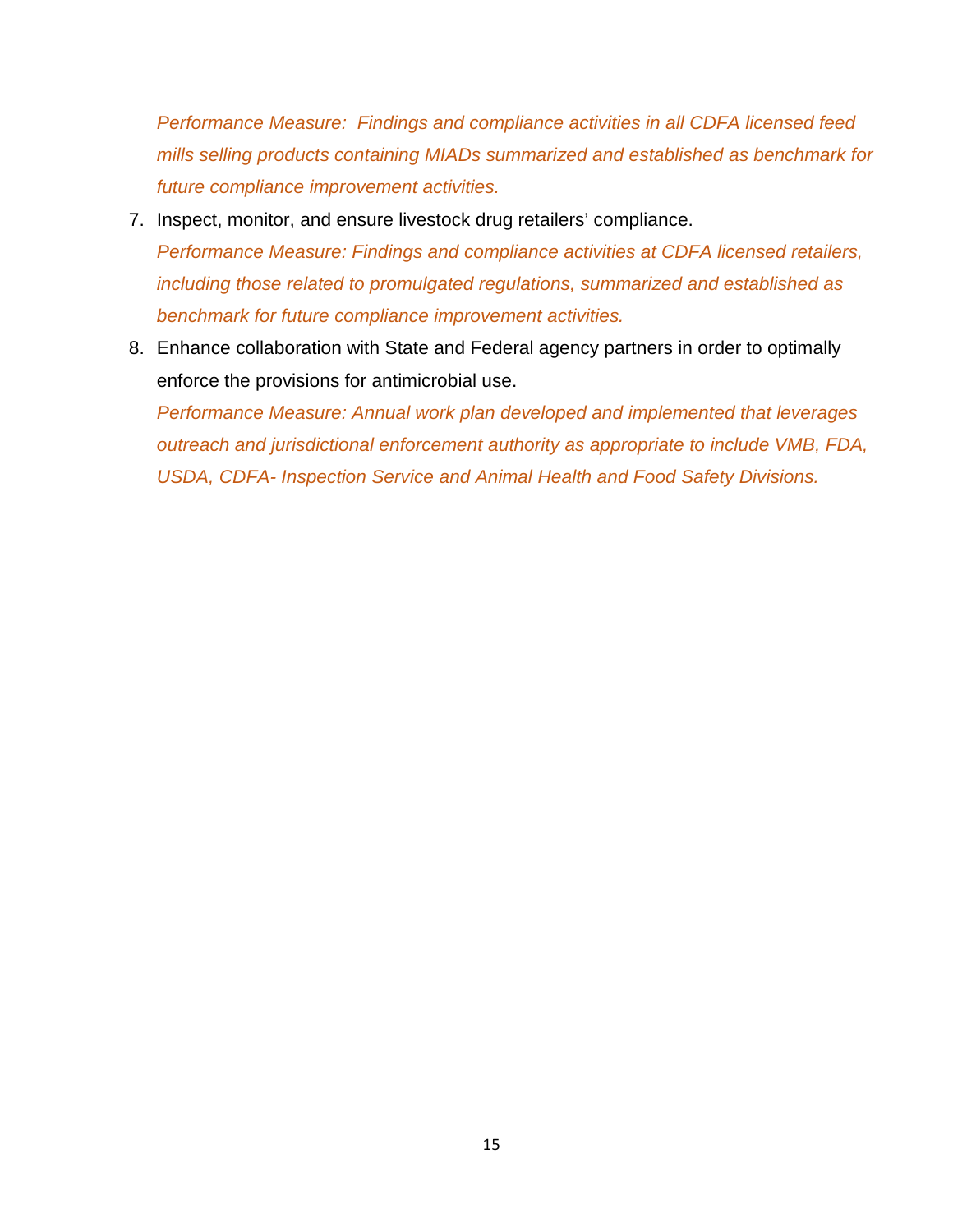*Performance Measure: Findings and compliance activities in all CDFA licensed feed mills selling products containing MIADs summarized and established as benchmark for future compliance improvement activities.*

7. Inspect, monitor, and ensure livestock drug retailers' compliance.
   *Performance Measure: Findings and compliance activities at CDFA licensed retailers, including those related to promulgated regulations, summarized and established as benchmark for future compliance improvement activities.*
8. Enhance collaboration with State and Federal agency partners in order to optimally enforce the provisions for antimicrobial use.
   *Performance Measure: Annual work plan developed and implemented that leverages outreach and jurisdictional enforcement authority as appropriate to include VMB, FDA, USDA, CDFA- Inspection Service and Animal Health and Food Safety Divisions.*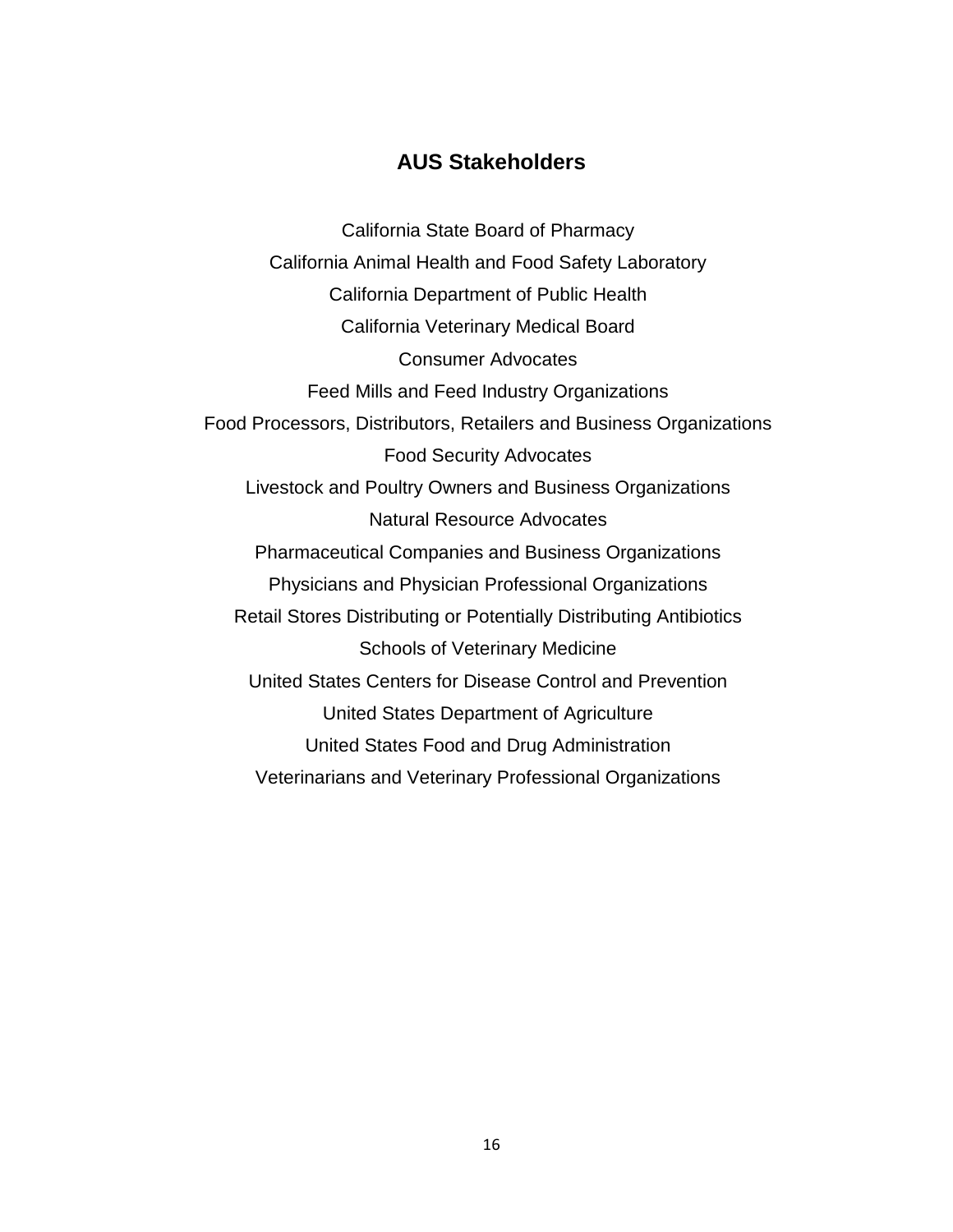## AUS Stakeholders

California State Board of Pharmacy

California Animal Health and Food Safety Laboratory

California Department of Public Health

California Veterinary Medical Board

Consumer Advocates

Feed Mills and Feed Industry Organizations

Food Processors, Distributors, Retailers and Business Organizations

Food Security Advocates

Livestock and Poultry Owners and Business Organizations

Natural Resource Advocates

Pharmaceutical Companies and Business Organizations

Physicians and Physician Professional Organizations

Retail Stores Distributing or Potentially Distributing Antibiotics

Schools of Veterinary Medicine

United States Centers for Disease Control and Prevention

United States Department of Agriculture

United States Food and Drug Administration

Veterinarians and Veterinary Professional Organizations